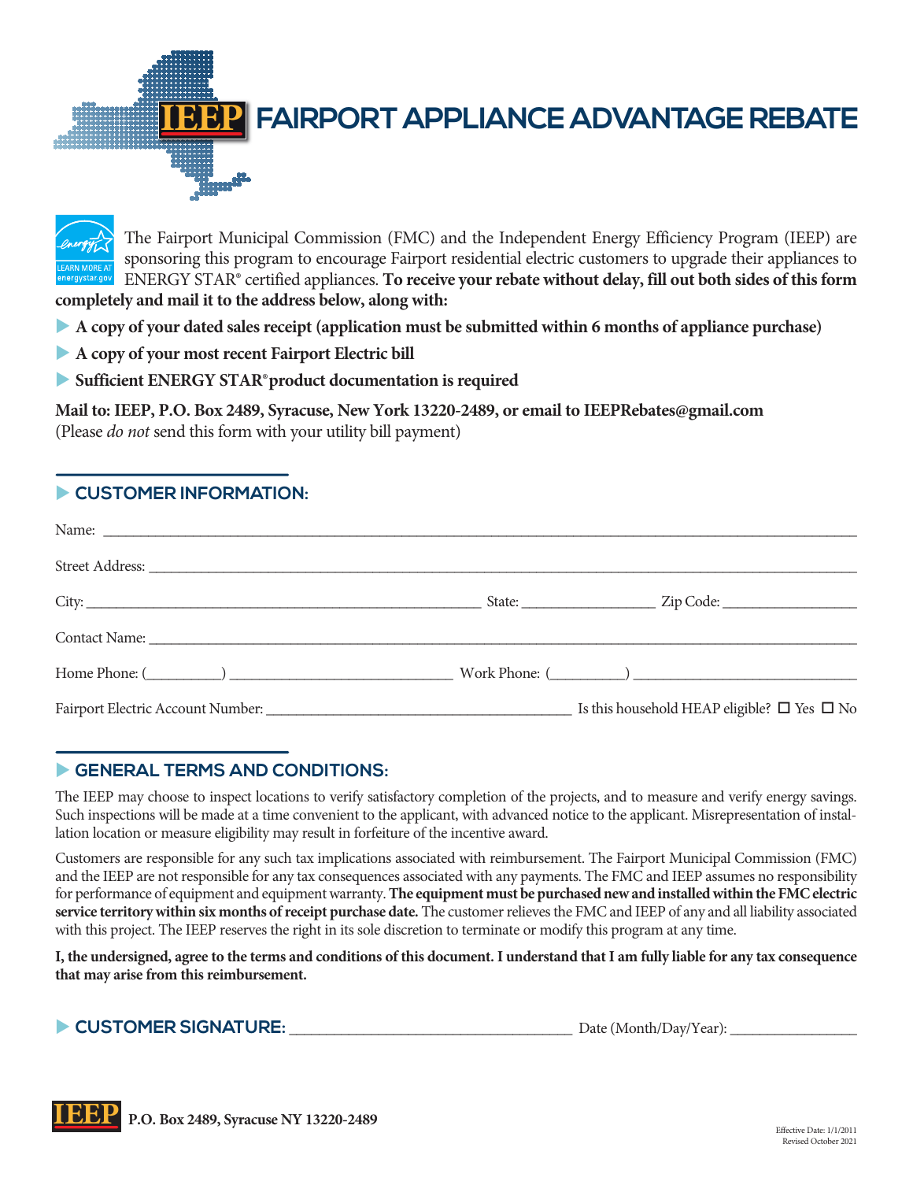# IEEP FAIRPORT APPLIANCE ADVANTAGE REBATE

The Fairport Municipal Commission (FMC) and the Independent Energy Efficiency Program (IEEP) are sponsoring this program to encourage Fairport residential electric customers to upgrade their appliances to ENERGY STAR® certified appliances. **To receive your rebate without delay, fill out both sides of this form completely and mail it to the address below, along with:**

- **A copy of your dated sales receipt (application must be submitted within 6 months of appliance purchase)**
- **A copy of your most recent Fairport Electric bill**
- **Sufficient ENERGY STAR® product documentation is required**

**Mail to: IEEP, P.O. Box 2489, Syracuse, New York 13220-2489, or email to IEEPRebates@gmail.com**
(Please *do not* send this form with your utility bill payment)

## CUSTOMER INFORMATION:

Name: ______________________________________________

Street Address: ______________________________________________

City: ______________________ State: __________ Zip Code: __________

Contact Name: ______________________________________________

Home Phone: (_______) ____________________ Work Phone: (_______) ____________________

Fairport Electric Account Number: ______________________ Is this household HEAP eligible? ☐ Yes ☐ No

## GENERAL TERMS AND CONDITIONS:

The IEEP may choose to inspect locations to verify satisfactory completion of the projects, and to measure and verify energy savings. Such inspections will be made at a time convenient to the applicant, with advanced notice to the applicant. Misrepresentation of installation location or measure eligibility may result in forfeiture of the incentive award.

Customers are responsible for any such tax implications associated with reimbursement. The Fairport Municipal Commission (FMC) and the IEEP are not responsible for any tax consequences associated with any payments. The FMC and IEEP assumes no responsibility for performance of equipment and equipment warranty. **The equipment must be purchased new and installed within the FMC electric service territory within six months of receipt purchase date.** The customer relieves the FMC and IEEP of any and all liability associated with this project. The IEEP reserves the right in its sole discretion to terminate or modify this program at any time.

**I, the undersigned, agree to the terms and conditions of this document. I understand that I am fully liable for any tax consequence that may arise from this reimbursement.**

## CUSTOMER SIGNATURE: ____________________ Date (Month/Day/Year): ______________

IEEP P.O. Box 2489, Syracuse NY 13220-2489

Effective Date: 1/1/2011
Revised October 2021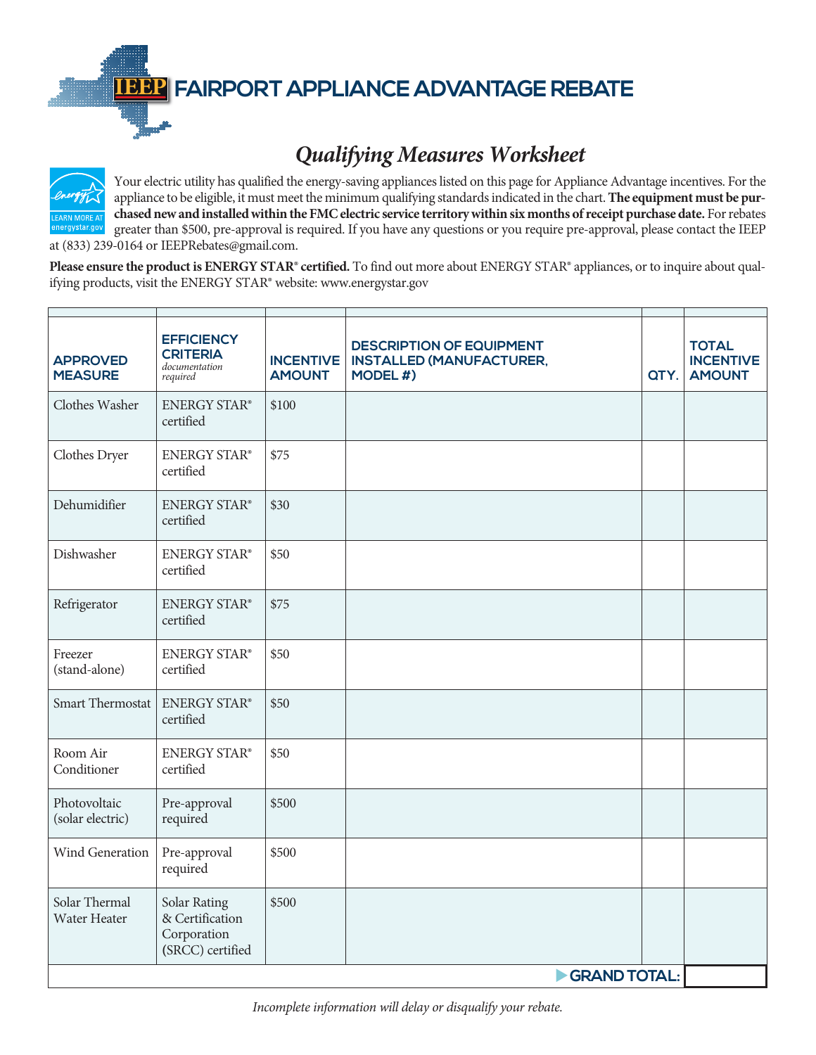# FAIRPORT APPLIANCE ADVANTAGE REBATE

## *Qualifying Measures Worksheet*

Your electric utility has qualified the energy-saving appliances listed on this page for Appliance Advantage incentives. For the appliance to be eligible, it must meet the minimum qualifying standards indicated in the chart. **The equipment must be purchased new and installed within the FMC electric service territory within six months of receipt purchase date.** For rebates greater than $500, pre-approval is required. If you have any questions or you require pre-approval, please contact the IEEP at (833) 239-0164 or IEEPRebates@gmail.com.

**Please ensure the product is ENERGY STAR® certified.** To find out more about ENERGY STAR® appliances, or to inquire about qualifying products, visit the ENERGY STAR® website: www.energystar.gov

| APPROVED MEASURE | EFFICIENCY CRITERIA *documentation required* | INCENTIVE AMOUNT | DESCRIPTION OF EQUIPMENT INSTALLED (MANUFACTURER, MODEL #) | QTY. | TOTAL INCENTIVE AMOUNT |
|---|---|---|---|---|---|
| Clothes Washer | ENERGY STAR® certified | $100 | | | |
| Clothes Dryer | ENERGY STAR® certified | $75 | | | |
| Dehumidifier | ENERGY STAR® certified | $30 | | | |
| Dishwasher | ENERGY STAR® certified | $50 | | | |
| Refrigerator | ENERGY STAR® certified | $75 | | | |
| Freezer (stand-alone) | ENERGY STAR® certified | $50 | | | |
| Smart Thermostat | ENERGY STAR® certified | $50 | | | |
| Room Air Conditioner | ENERGY STAR® certified | $50 | | | |
| Photovoltaic (solar electric) | Pre-approval required | $500 | | | |
| Wind Generation | Pre-approval required | $500 | | | |
| Solar Thermal Water Heater | Solar Rating & Certification Corporation (SRCC) certified | $500 | | | |
| | | | | GRAND TOTAL: | |

*Incomplete information will delay or disqualify your rebate.*